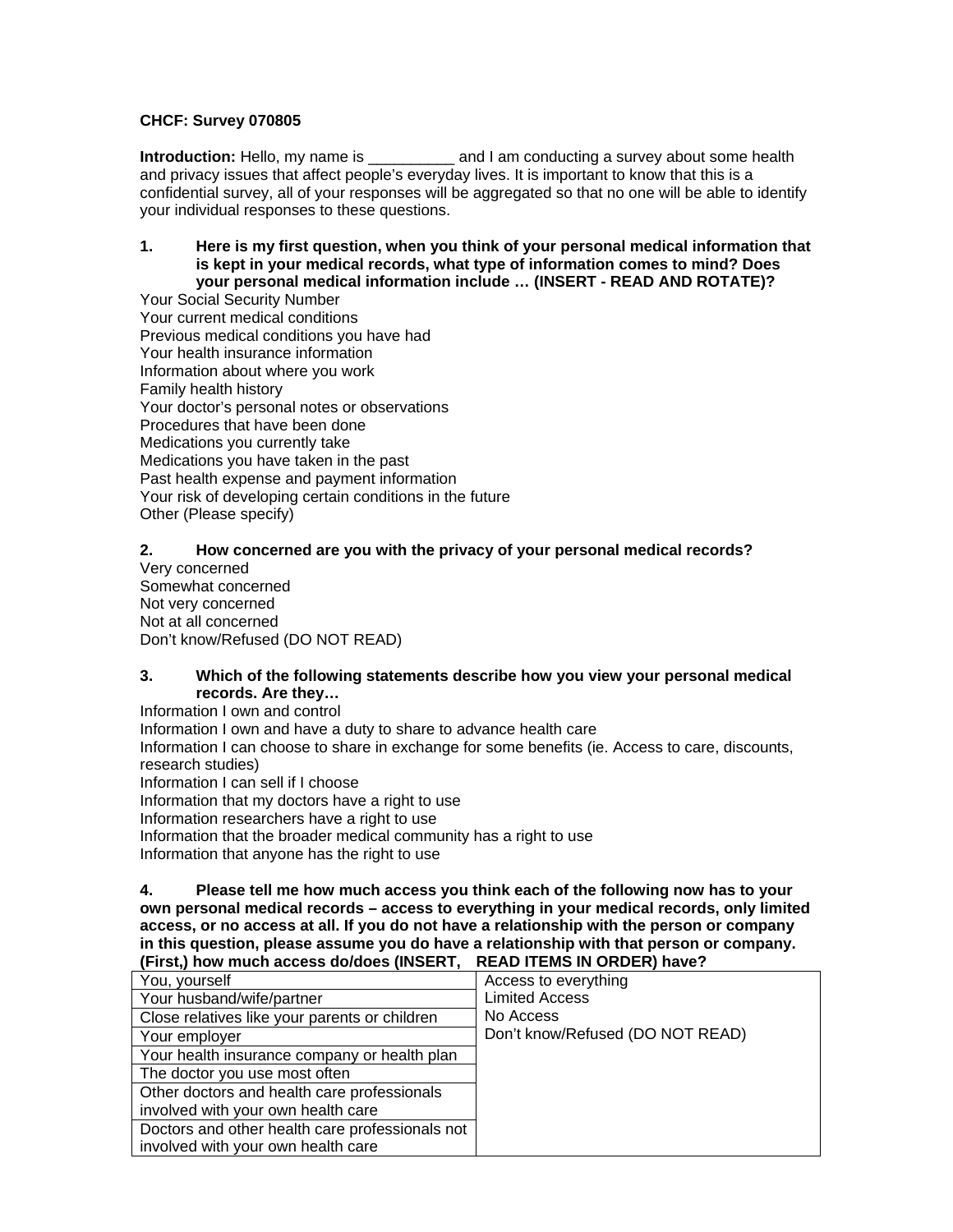**CHCF: Survey 070805**

**Introduction:** Hello, my name is __________ and I am conducting a survey about some health and privacy issues that affect people's everyday lives. It is important to know that this is a confidential survey, all of your responses will be aggregated so that no one will be able to identify your individual responses to these questions.

**1. Here is my first question, when you think of your personal medical information that is kept in your medical records, what type of information comes to mind? Does your personal medical information include … (INSERT - READ AND ROTATE)?**

Your Social Security Number
Your current medical conditions
Previous medical conditions you have had
Your health insurance information
Information about where you work
Family health history
Your doctor's personal notes or observations
Procedures that have been done
Medications you currently take
Medications you have taken in the past
Past health expense and payment information
Your risk of developing certain conditions in the future
Other (Please specify)

**2. How concerned are you with the privacy of your personal medical records?**

Very concerned
Somewhat concerned
Not very concerned
Not at all concerned
Don't know/Refused (DO NOT READ)

**3. Which of the following statements describe how you view your personal medical records. Are they…**

Information I own and control
Information I own and have a duty to share to advance health care
Information I can choose to share in exchange for some benefits (ie. Access to care, discounts, research studies)
Information I can sell if I choose
Information that my doctors have a right to use
Information researchers have a right to use
Information that the broader medical community has a right to use
Information that anyone has the right to use

**4. Please tell me how much access you think each of the following now has to your own personal medical records – access to everything in your medical records, only limited access, or no access at all. If you do not have a relationship with the person or company in this question, please assume you do have a relationship with that person or company. (First,) how much access do/does (INSERT, READ ITEMS IN ORDER) have?**

| | |
|---|---|
| You, yourself | Access to everything |
| Your husband/wife/partner | Limited Access |
| Close relatives like your parents or children | No Access |
| Your employer | Don't know/Refused (DO NOT READ) |
| Your health insurance company or health plan | |
| The doctor you use most often | |
| Other doctors and health care professionals involved with your own health care | |
| Doctors and other health care professionals not involved with your own health care | |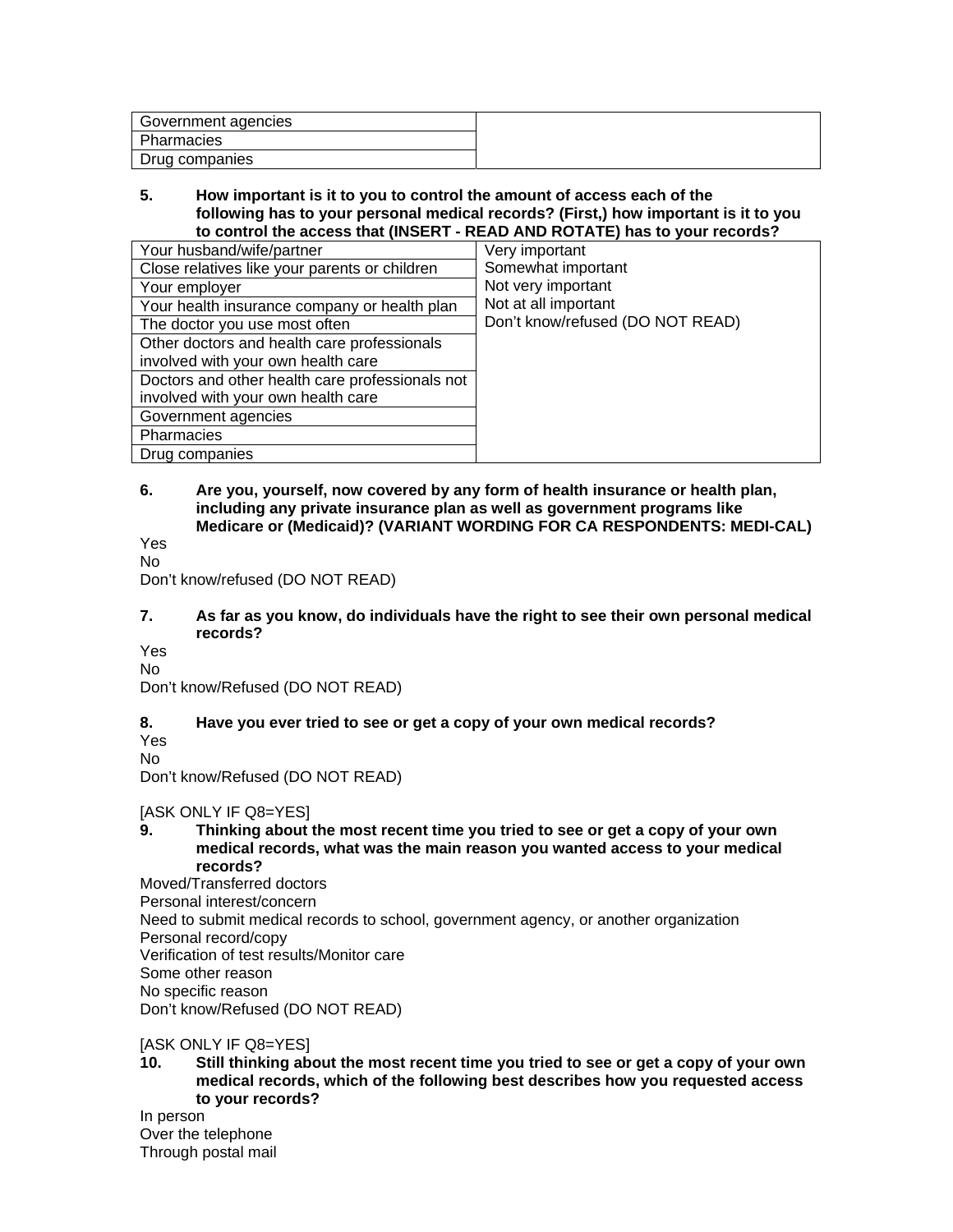| Government agencies | |
|---|---|
| Pharmacies | |
| Drug companies | |

**5. How important is it to you to control the amount of access each of the following has to your personal medical records? (First,) how important is it to you to control the access that (INSERT - READ AND ROTATE) has to your records?**

| | |
|---|---|
| Your husband/wife/partner | Very important<br>Somewhat important<br>Not very important<br>Not at all important<br>Don't know/refused (DO NOT READ) |
| Close relatives like your parents or children | |
| Your employer | |
| Your health insurance company or health plan | |
| The doctor you use most often | |
| Other doctors and health care professionals involved with your own health care | |
| Doctors and other health care professionals not involved with your own health care | |
| Government agencies | |
| Pharmacies | |
| Drug companies | |

**6. Are you, yourself, now covered by any form of health insurance or health plan, including any private insurance plan as well as government programs like Medicare or (Medicaid)? (VARIANT WORDING FOR CA RESPONDENTS: MEDI-CAL)**

Yes
No
Don't know/refused (DO NOT READ)

**7. As far as you know, do individuals have the right to see their own personal medical records?**

Yes
No
Don't know/Refused (DO NOT READ)

**8. Have you ever tried to see or get a copy of your own medical records?**

Yes
No
Don't know/Refused (DO NOT READ)

[ASK ONLY IF Q8=YES]

**9. Thinking about the most recent time you tried to see or get a copy of your own medical records, what was the main reason you wanted access to your medical records?**

Moved/Transferred doctors
Personal interest/concern
Need to submit medical records to school, government agency, or another organization
Personal record/copy
Verification of test results/Monitor care
Some other reason
No specific reason
Don't know/Refused (DO NOT READ)

[ASK ONLY IF Q8=YES]

**10. Still thinking about the most recent time you tried to see or get a copy of your own medical records, which of the following best describes how you requested access to your records?**

In person
Over the telephone
Through postal mail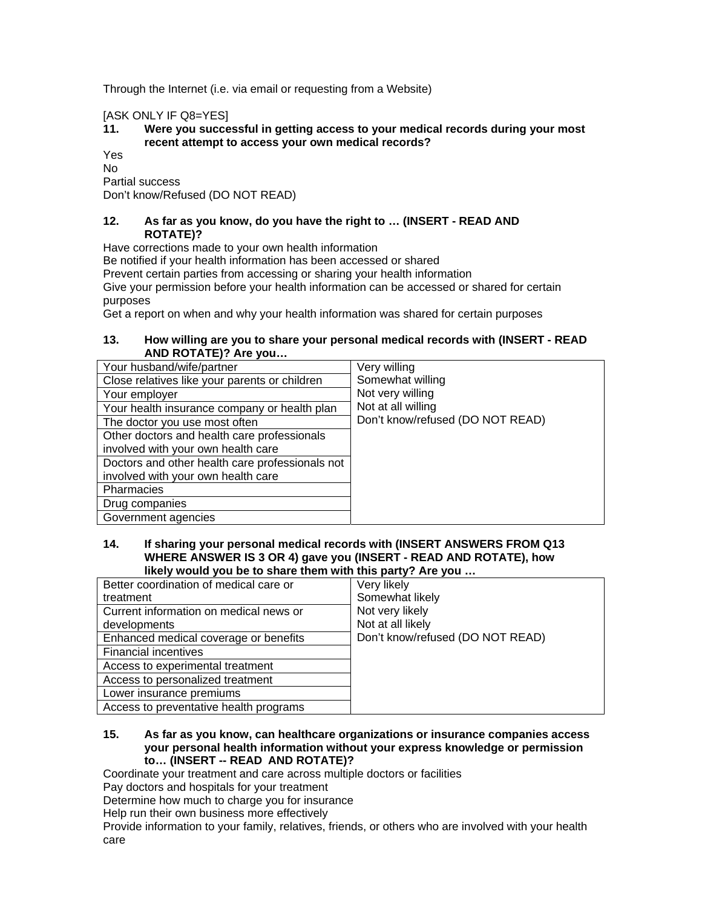Through the Internet (i.e. via email or requesting from a Website)

[ASK ONLY IF Q8=YES]

**11. Were you successful in getting access to your medical records during your most recent attempt to access your own medical records?**

Yes
No
Partial success
Don't know/Refused (DO NOT READ)

**12. As far as you know, do you have the right to … (INSERT - READ AND ROTATE)?**

Have corrections made to your own health information
Be notified if your health information has been accessed or shared
Prevent certain parties from accessing or sharing your health information
Give your permission before your health information can be accessed or shared for certain purposes
Get a report on when and why your health information was shared for certain purposes

**13. How willing are you to share your personal medical records with (INSERT - READ AND ROTATE)? Are you…**

| | |
|---|---|
| Your husband/wife/partner | Very willing<br>Somewhat willing<br>Not very willing<br>Not at all willing<br>Don't know/refused (DO NOT READ) |
| Close relatives like your parents or children | |
| Your employer | |
| Your health insurance company or health plan | |
| The doctor you use most often | |
| Other doctors and health care professionals involved with your own health care | |
| Doctors and other health care professionals not involved with your own health care | |
| Pharmacies | |
| Drug companies | |
| Government agencies | |

**14. If sharing your personal medical records with (INSERT ANSWERS FROM Q13 WHERE ANSWER IS 3 OR 4) gave you (INSERT - READ AND ROTATE), how likely would you be to share them with this party? Are you …**

| | |
|---|---|
| Better coordination of medical care or treatment | Very likely<br>Somewhat likely<br>Not very likely<br>Not at all likely<br>Don't know/refused (DO NOT READ) |
| Current information on medical news or developments | |
| Enhanced medical coverage or benefits | |
| Financial incentives | |
| Access to experimental treatment | |
| Access to personalized treatment | |
| Lower insurance premiums | |
| Access to preventative health programs | |

**15. As far as you know, can healthcare organizations or insurance companies access your personal health information without your express knowledge or permission to… (INSERT -- READ AND ROTATE)?**

Coordinate your treatment and care across multiple doctors or facilities
Pay doctors and hospitals for your treatment
Determine how much to charge you for insurance
Help run their own business more effectively
Provide information to your family, relatives, friends, or others who are involved with your health care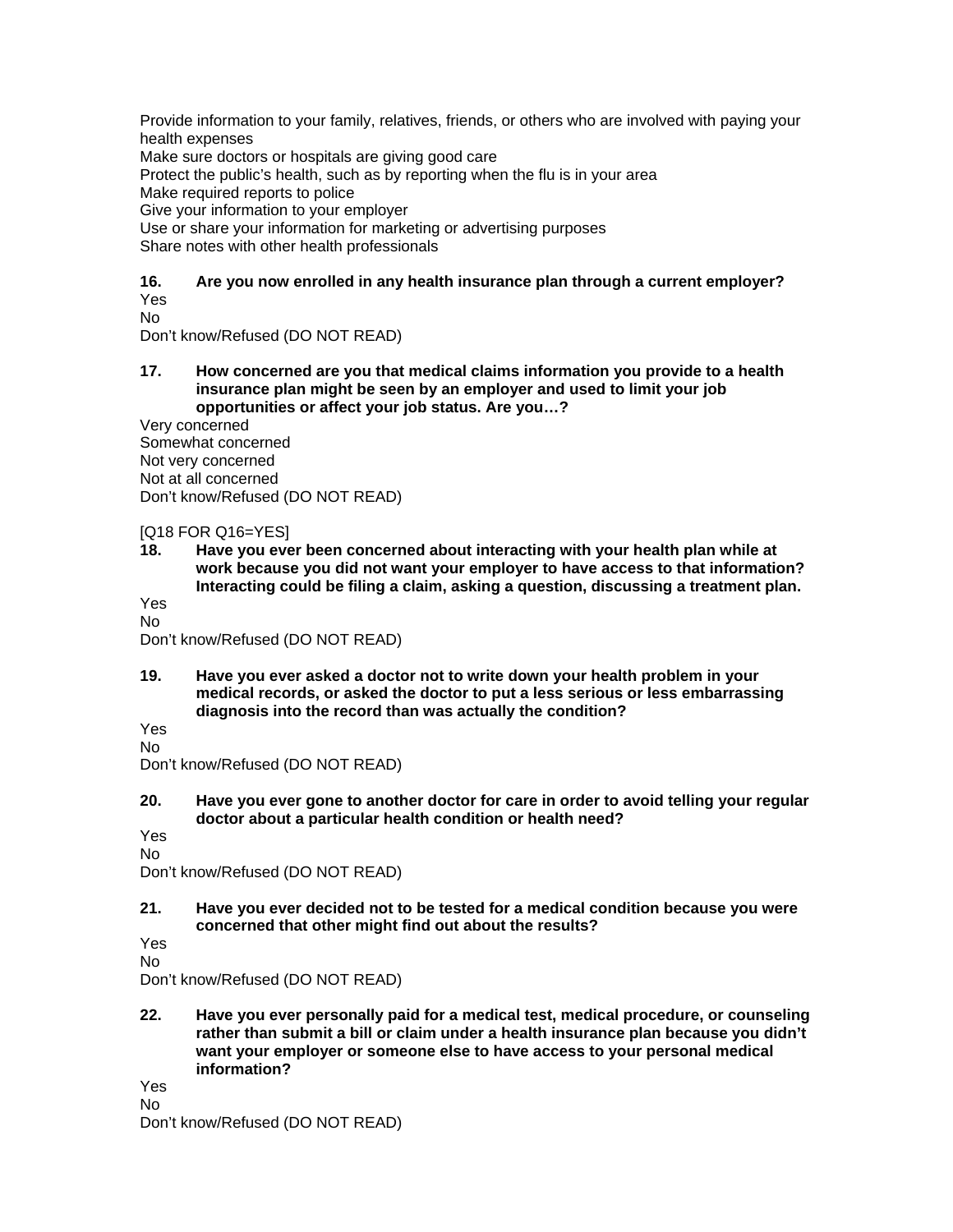Provide information to your family, relatives, friends, or others who are involved with paying your health expenses
Make sure doctors or hospitals are giving good care
Protect the public's health, such as by reporting when the flu is in your area
Make required reports to police
Give your information to your employer
Use or share your information for marketing or advertising purposes
Share notes with other health professionals

**16. Are you now enrolled in any health insurance plan through a current employer?**

Yes
No
Don't know/Refused (DO NOT READ)

**17. How concerned are you that medical claims information you provide to a health insurance plan might be seen by an employer and used to limit your job opportunities or affect your job status. Are you…?**

Very concerned
Somewhat concerned
Not very concerned
Not at all concerned
Don't know/Refused (DO NOT READ)

[Q18 FOR Q16=YES]

**18. Have you ever been concerned about interacting with your health plan while at work because you did not want your employer to have access to that information? Interacting could be filing a claim, asking a question, discussing a treatment plan.**

Yes
No
Don't know/Refused (DO NOT READ)

**19. Have you ever asked a doctor not to write down your health problem in your medical records, or asked the doctor to put a less serious or less embarrassing diagnosis into the record than was actually the condition?**

Yes
No
Don't know/Refused (DO NOT READ)

**20. Have you ever gone to another doctor for care in order to avoid telling your regular doctor about a particular health condition or health need?**

Yes
No
Don't know/Refused (DO NOT READ)

**21. Have you ever decided not to be tested for a medical condition because you were concerned that other might find out about the results?**

Yes
No
Don't know/Refused (DO NOT READ)

**22. Have you ever personally paid for a medical test, medical procedure, or counseling rather than submit a bill or claim under a health insurance plan because you didn't want your employer or someone else to have access to your personal medical information?**

Yes
No
Don't know/Refused (DO NOT READ)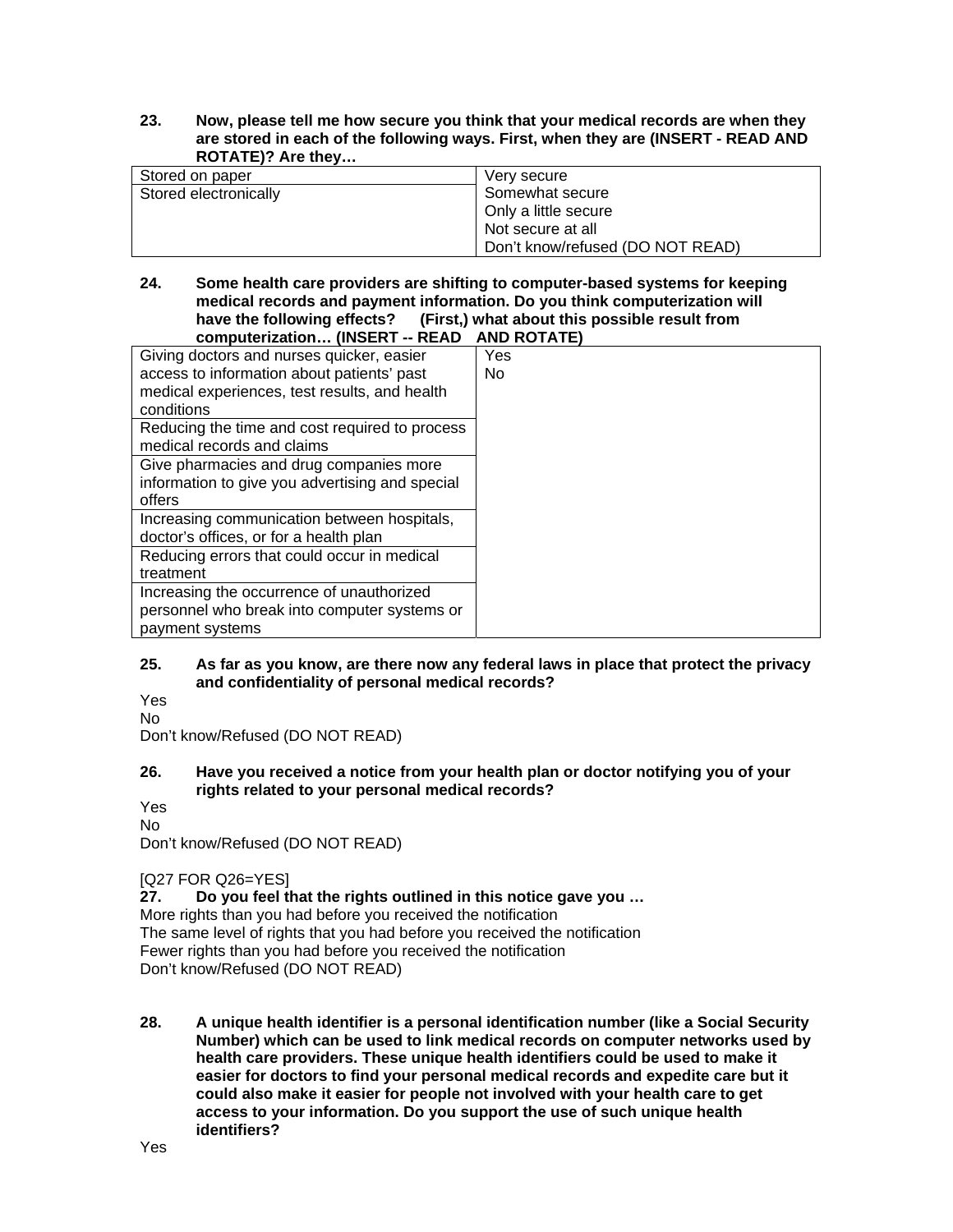**23. Now, please tell me how secure you think that your medical records are when they are stored in each of the following ways. First, when they are (INSERT - READ AND ROTATE)? Are they…**

| | |
|---|---|
| Stored on paper | Very secure |
| Stored electronically | Somewhat secure<br>Only a little secure<br>Not secure at all<br>Don't know/refused (DO NOT READ) |

**24. Some health care providers are shifting to computer-based systems for keeping medical records and payment information. Do you think computerization will have the following effects? (First,) what about this possible result from computerization… (INSERT -- READ AND ROTATE)**

| | |
|---|---|
| Giving doctors and nurses quicker, easier access to information about patients' past medical experiences, test results, and health conditions | Yes<br>No |
| Reducing the time and cost required to process medical records and claims | |
| Give pharmacies and drug companies more information to give you advertising and special offers | |
| Increasing communication between hospitals, doctor's offices, or for a health plan | |
| Reducing errors that could occur in medical treatment | |
| Increasing the occurrence of unauthorized personnel who break into computer systems or payment systems | |

**25. As far as you know, are there now any federal laws in place that protect the privacy and confidentiality of personal medical records?**

Yes
No
Don't know/Refused (DO NOT READ)

**26. Have you received a notice from your health plan or doctor notifying you of your rights related to your personal medical records?**

Yes
No
Don't know/Refused (DO NOT READ)

[Q27 FOR Q26=YES]

**27. Do you feel that the rights outlined in this notice gave you …**

More rights than you had before you received the notification
The same level of rights that you had before you received the notification
Fewer rights than you had before you received the notification
Don't know/Refused (DO NOT READ)

**28. A unique health identifier is a personal identification number (like a Social Security Number) which can be used to link medical records on computer networks used by health care providers. These unique health identifiers could be used to make it easier for doctors to find your personal medical records and expedite care but it could also make it easier for people not involved with your health care to get access to your information. Do you support the use of such unique health identifiers?**

Yes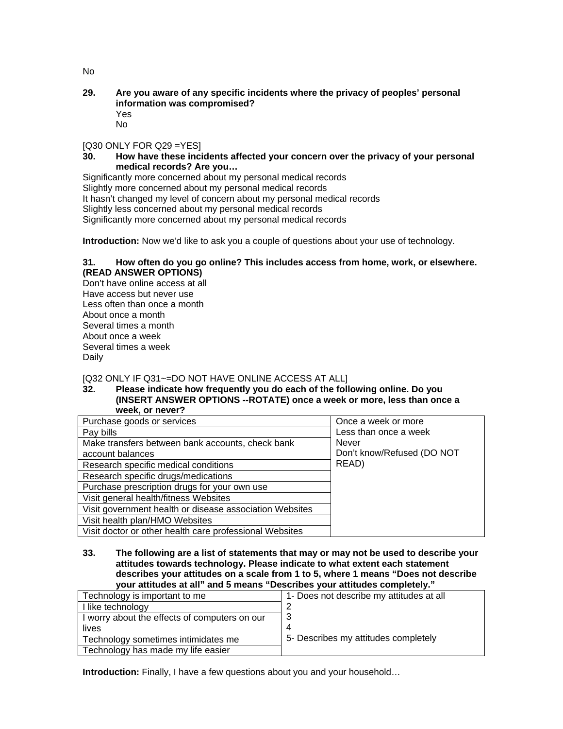No

**29. Are you aware of any specific incidents where the privacy of peoples' personal information was compromised?**

Yes
No

[Q30 ONLY FOR Q29 =YES]

**30. How have these incidents affected your concern over the privacy of your personal medical records? Are you…**

Significantly more concerned about my personal medical records
Slightly more concerned about my personal medical records
It hasn't changed my level of concern about my personal medical records
Slightly less concerned about my personal medical records
Significantly more concerned about my personal medical records

**Introduction:** Now we'd like to ask you a couple of questions about your use of technology.

**31. How often do you go online? This includes access from home, work, or elsewhere. (READ ANSWER OPTIONS)**

Don't have online access at all
Have access but never use
Less often than once a month
About once a month
Several times a month
About once a week
Several times a week
Daily

[Q32 ONLY IF Q31~=DO NOT HAVE ONLINE ACCESS AT ALL]

**32. Please indicate how frequently you do each of the following online. Do you (INSERT ANSWER OPTIONS --ROTATE) once a week or more, less than once a week, or never?**

| | |
|---|---|
| Purchase goods or services | Once a week or more |
| Pay bills | Less than once a week |
| Make transfers between bank accounts, check bank account balances | Never |
| Research specific medical conditions | Don't know/Refused (DO NOT READ) |
| Research specific drugs/medications | |
| Purchase prescription drugs for your own use | |
| Visit general health/fitness Websites | |
| Visit government health or disease association Websites | |
| Visit health plan/HMO Websites | |
| Visit doctor or other health care professional Websites | |

**33. The following are a list of statements that may or may not be used to describe your attitudes towards technology. Please indicate to what extent each statement describes your attitudes on a scale from 1 to 5, where 1 means "Does not describe your attitudes at all" and 5 means "Describes your attitudes completely."**

| | |
|---|---|
| Technology is important to me | 1- Does not describe my attitudes at all |
| I like technology | 2 |
| I worry about the effects of computers on our lives | 3 |
| Technology sometimes intimidates me | 4 |
| Technology has made my life easier | 5- Describes my attitudes completely |

**Introduction:** Finally, I have a few questions about you and your household…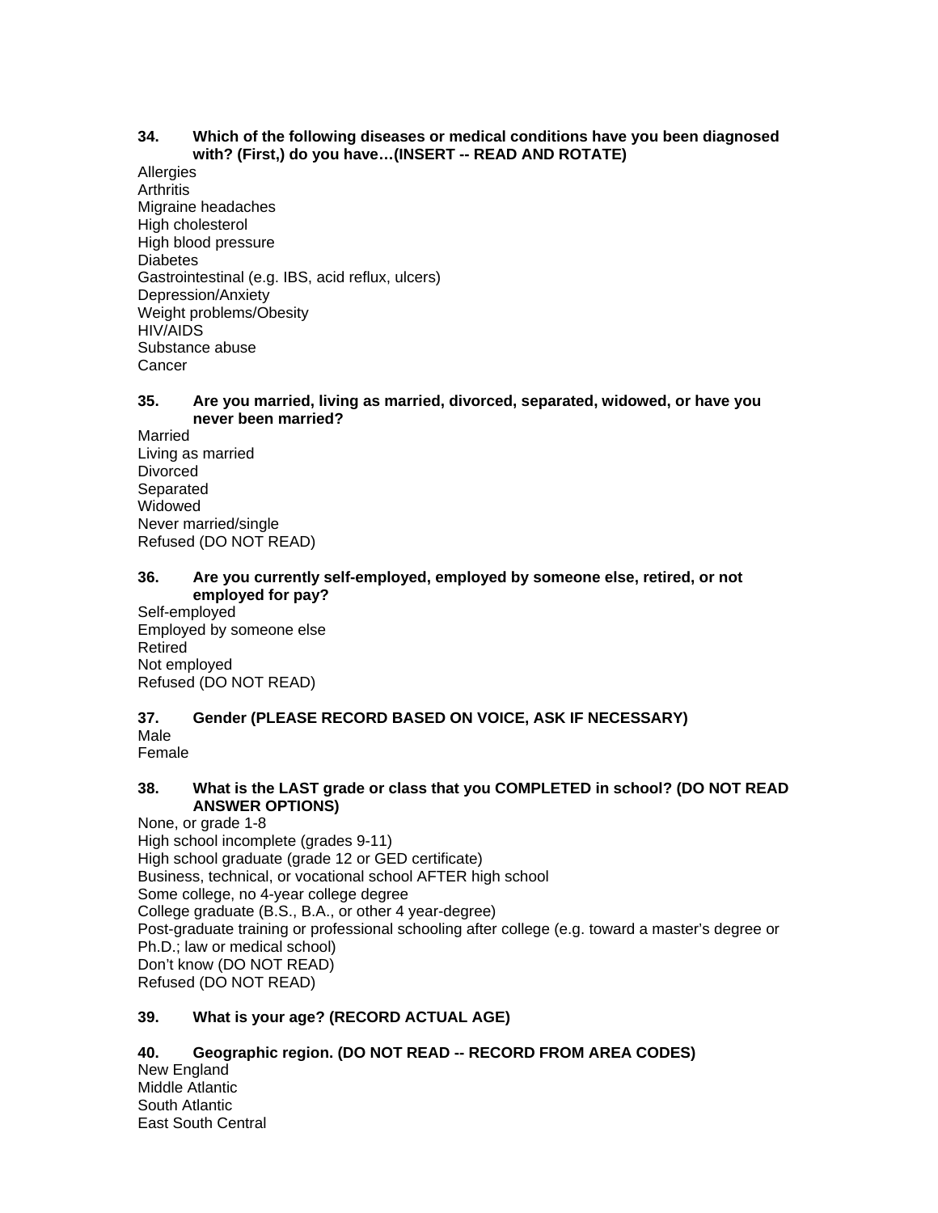**34. Which of the following diseases or medical conditions have you been diagnosed with? (First,) do you have…(INSERT -- READ AND ROTATE)**

Allergies
Arthritis
Migraine headaches
High cholesterol
High blood pressure
Diabetes
Gastrointestinal (e.g. IBS, acid reflux, ulcers)
Depression/Anxiety
Weight problems/Obesity
HIV/AIDS
Substance abuse
Cancer

**35. Are you married, living as married, divorced, separated, widowed, or have you never been married?**

Married
Living as married
Divorced
Separated
Widowed
Never married/single
Refused (DO NOT READ)

**36. Are you currently self-employed, employed by someone else, retired, or not employed for pay?**

Self-employed
Employed by someone else
Retired
Not employed
Refused (DO NOT READ)

**37. Gender (PLEASE RECORD BASED ON VOICE, ASK IF NECESSARY)**

Male
Female

**38. What is the LAST grade or class that you COMPLETED in school? (DO NOT READ ANSWER OPTIONS)**

None, or grade 1-8
High school incomplete (grades 9-11)
High school graduate (grade 12 or GED certificate)
Business, technical, or vocational school AFTER high school
Some college, no 4-year college degree
College graduate (B.S., B.A., or other 4 year-degree)
Post-graduate training or professional schooling after college (e.g. toward a master's degree or Ph.D.; law or medical school)
Don't know (DO NOT READ)
Refused (DO NOT READ)

**39. What is your age? (RECORD ACTUAL AGE)**

**40. Geographic region. (DO NOT READ -- RECORD FROM AREA CODES)**

New England
Middle Atlantic
South Atlantic
East South Central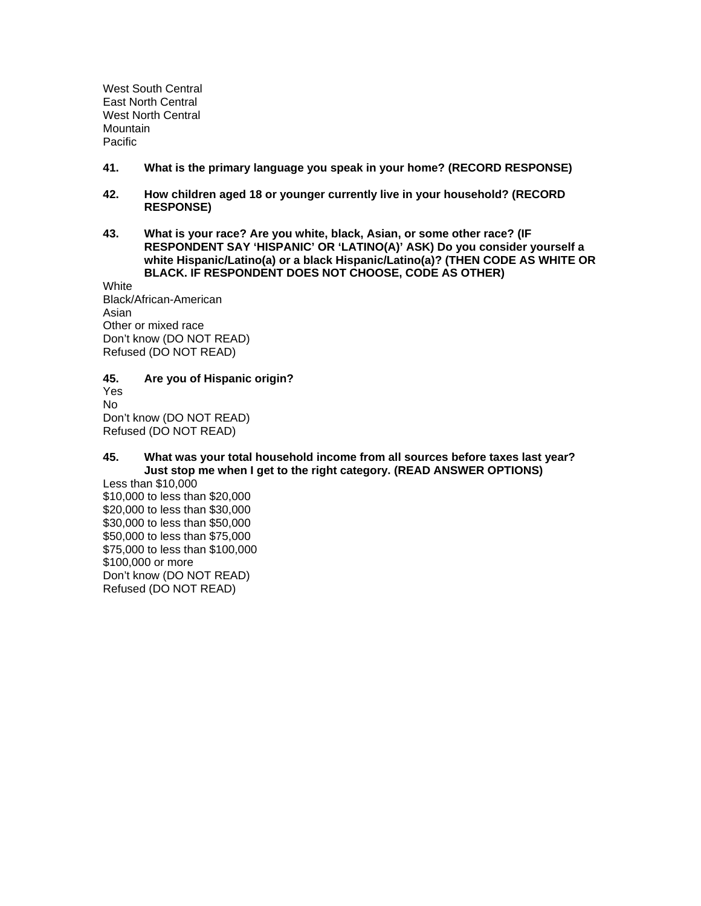West South Central
East North Central
West North Central
Mountain
Pacific

**41. What is the primary language you speak in your home? (RECORD RESPONSE)**

**42. How children aged 18 or younger currently live in your household? (RECORD RESPONSE)**

**43. What is your race? Are you white, black, Asian, or some other race? (IF RESPONDENT SAY 'HISPANIC' OR 'LATINO(A)' ASK) Do you consider yourself a white Hispanic/Latino(a) or a black Hispanic/Latino(a)? (THEN CODE AS WHITE OR BLACK. IF RESPONDENT DOES NOT CHOOSE, CODE AS OTHER)**

White
Black/African-American
Asian
Other or mixed race
Don't know (DO NOT READ)
Refused (DO NOT READ)

**45. Are you of Hispanic origin?**

Yes
No
Don't know (DO NOT READ)
Refused (DO NOT READ)

**45. What was your total household income from all sources before taxes last year? Just stop me when I get to the right category. (READ ANSWER OPTIONS)**

Less than $10,000
$10,000 to less than $20,000
$20,000 to less than $30,000
$30,000 to less than $50,000
$50,000 to less than $75,000
$75,000 to less than $100,000
$100,000 or more
Don't know (DO NOT READ)
Refused (DO NOT READ)